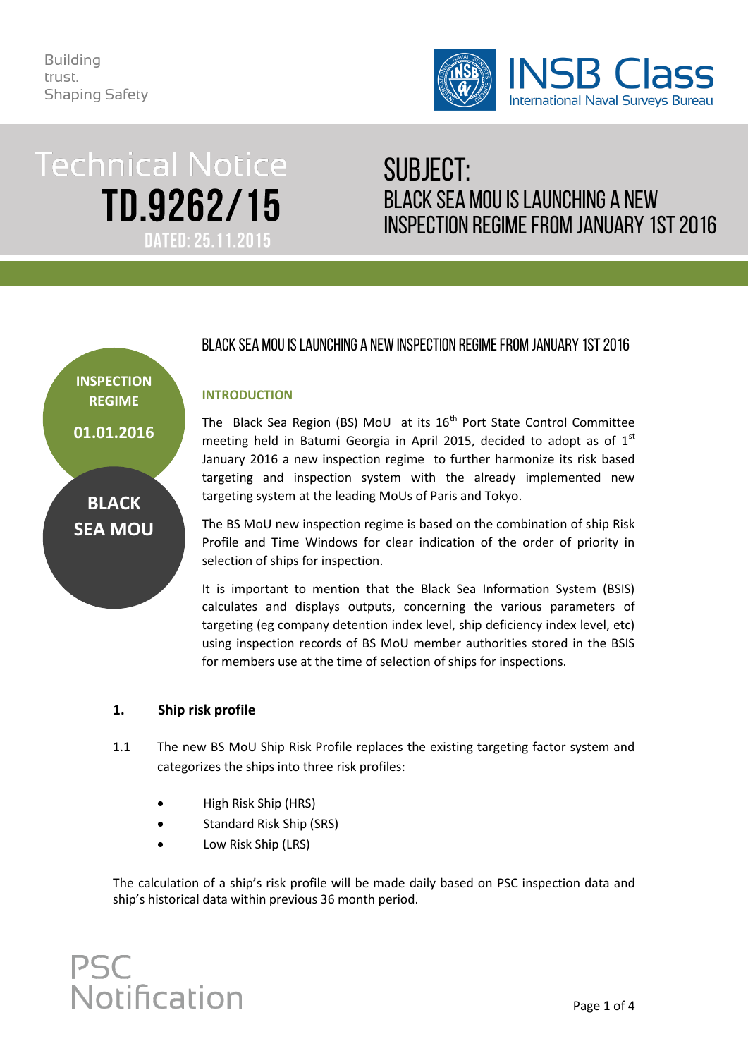Building trust. Shaping Safety

INSB Class
International Naval Surveys Bureau

# Technical Notice TD.9262/15

DATED: 25.11.2015

SUBJECT:
BLACK SEA MOU IS LAUNCHING A NEW INSPECTION REGIME FROM JANUARY 1ST 2016

INSPECTION REGIME 01.01.2016

BLACK SEA MOU

## BLACK SEA MOU IS LAUNCHING A NEW INSPECTION REGIME FROM JANUARY 1ST 2016

### INTRODUCTION

The Black Sea Region (BS) MoU at its 16th Port State Control Committee meeting held in Batumi Georgia in April 2015, decided to adopt as of 1st January 2016 a new inspection regime to further harmonize its risk based targeting and inspection system with the already implemented new targeting system at the leading MoUs of Paris and Tokyo.

The BS MoU new inspection regime is based on the combination of ship Risk Profile and Time Windows for clear indication of the order of priority in selection of ships for inspection.

It is important to mention that the Black Sea Information System (BSIS) calculates and displays outputs, concerning the various parameters of targeting (eg company detention index level, ship deficiency index level, etc) using inspection records of BS MoU member authorities stored in the BSIS for members use at the time of selection of ships for inspections.

### 1. Ship risk profile

1.1 The new BS MoU Ship Risk Profile replaces the existing targeting factor system and categorizes the ships into three risk profiles:

- High Risk Ship (HRS)
- Standard Risk Ship (SRS)
- Low Risk Ship (LRS)

The calculation of a ship's risk profile will be made daily based on PSC inspection data and ship's historical data within previous 36 month period.

PSC Notification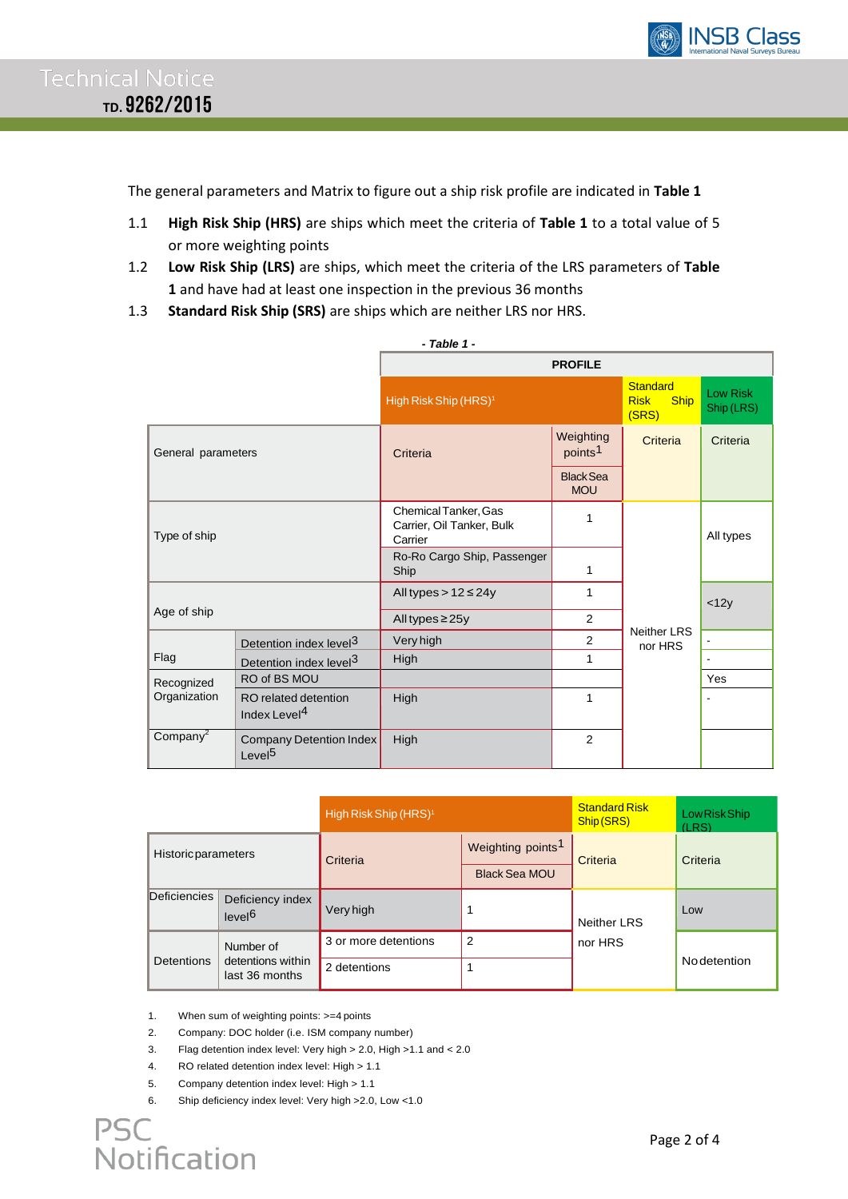The general parameters and Matrix to figure out a ship risk profile are indicated in **Table 1**

1.1 **High Risk Ship (HRS)** are ships which meet the criteria of **Table 1** to a total value of 5 or more weighting points

1.2 **Low Risk Ship (LRS)** are ships, which meet the criteria of the LRS parameters of **Table 1** and have had at least one inspection in the previous 36 months

1.3 **Standard Risk Ship (SRS)** are ships which are neither LRS nor HRS.

*- Table 1 -*

| General parameters | | High Risk Ship (HRS)[1] Criteria | Weighting points[1] Black Sea MOU | Standard Risk Ship (SRS) Criteria | Low Risk Ship (LRS) Criteria |
|---|---|---|---|---|---|
| Type of ship | | Chemical Tanker, Gas Carrier, Oil Tanker, Bulk Carrier | 1 | Neither LRS nor HRS | All types |
| | | Ro-Ro Cargo Ship, Passenger Ship | 1 | | |
| Age of ship | | All types > 12 ≤ 24y | 1 | | <12y |
| | | All types ≥ 25y | 2 | | |
| Flag | Detention index level[3] | Very high | 2 | | - |
| | Detention index level[3] | High | 1 | | - |
| Recognized Organization | RO of BS MOU | | | | Yes |
| | RO related detention Index Level[4] | High | 1 | | - |
| Company[2] | Company Detention Index Level[5] | High | 2 | | |

| Historic parameters | | High Risk Ship (HRS)[1] Criteria | Weighting points[1] Black Sea MOU | Standard Risk Ship (SRS) Criteria | Low Risk Ship (LRS) Criteria |
|---|---|---|---|---|---|
| Deficiencies | Deficiency index level[6] | Very high | 1 | Neither LRS nor HRS | Low |
| Detentions | Number of detentions within last 36 months | 3 or more detentions | 2 | | No detention |
| | | 2 detentions | 1 | | |

1. When sum of weighting points: >=4 points
2. Company: DOC holder (i.e. ISM company number)
3. Flag detention index level: Very high > 2.0, High >1.1 and < 2.0
4. RO related detention index level: High > 1.1
5. Company detention index level: High > 1.1
6. Ship deficiency index level: Very high >2.0, Low <1.0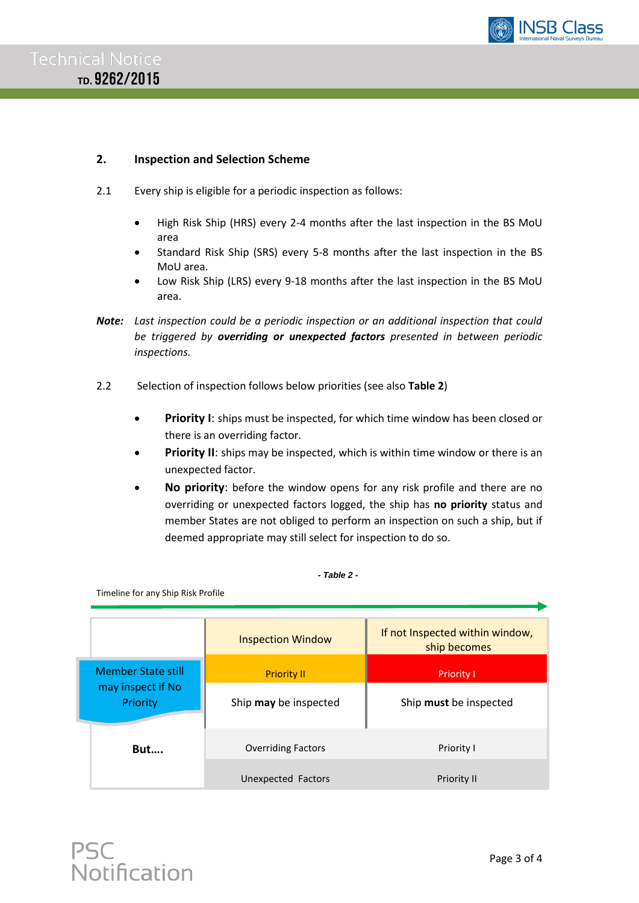## 2. Inspection and Selection Scheme

2.1 Every ship is eligible for a periodic inspection as follows:

- High Risk Ship (HRS) every 2-4 months after the last inspection in the BS MoU area
- Standard Risk Ship (SRS) every 5-8 months after the last inspection in the BS MoU area.
- Low Risk Ship (LRS) every 9-18 months after the last inspection in the BS MoU area.

***Note:*** *Last inspection could be a periodic inspection or an additional inspection that could be triggered by **overriding or unexpected factors** presented in between periodic inspections.*

2.2 Selection of inspection follows below priorities (see also **Table 2**)

- **Priority I**: ships must be inspected, for which time window has been closed or there is an overriding factor.
- **Priority II**: ships may be inspected, which is within time window or there is an unexpected factor.
- **No priority**: before the window opens for any risk profile and there are no overriding or unexpected factors logged, the ship has **no priority** status and member States are not obliged to perform an inspection on such a ship, but if deemed appropriate may still select for inspection to do so.

***- Table 2 -***

Timeline for any Ship Risk Profile

| | Inspection Window | If not Inspected within window, ship becomes |
|---|---|---|
| Member State still may inspect if No Priority | Priority II | Priority I |
| | Ship **may** be inspected | Ship **must** be inspected |
| **But….** | Overriding Factors | Priority I |
| | Unexpected Factors | Priority II |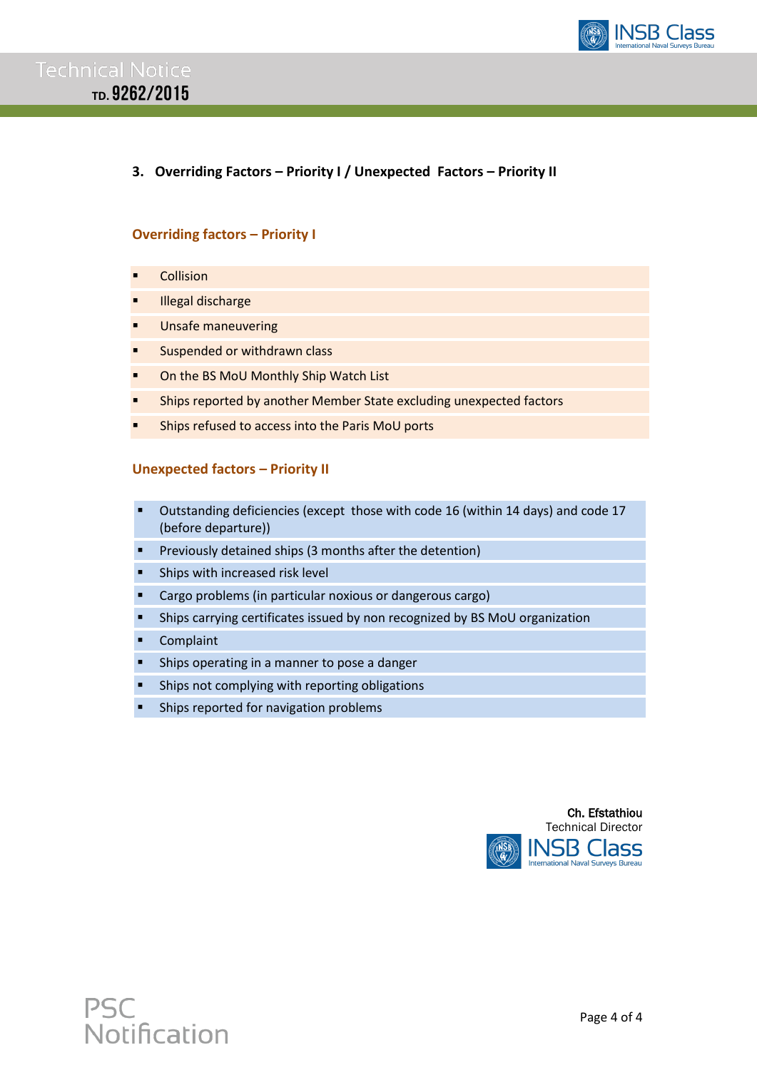## 3. Overriding Factors – Priority I / Unexpected Factors – Priority II

### Overriding factors – Priority I

- Collision
- Illegal discharge
- Unsafe maneuvering
- Suspended or withdrawn class
- On the BS MoU Monthly Ship Watch List
- Ships reported by another Member State excluding unexpected factors
- Ships refused to access into the Paris MoU ports

### Unexpected factors – Priority II

- Outstanding deficiencies (except those with code 16 (within 14 days) and code 17 (before departure))
- Previously detained ships (3 months after the detention)
- Ships with increased risk level
- Cargo problems (in particular noxious or dangerous cargo)
- Ships carrying certificates issued by non recognized by BS MoU organization
- Complaint
- Ships operating in a manner to pose a danger
- Ships not complying with reporting obligations
- Ships reported for navigation problems

**Ch. Efstathiou**
Technical Director
INSB Class
International Naval Surveys Bureau